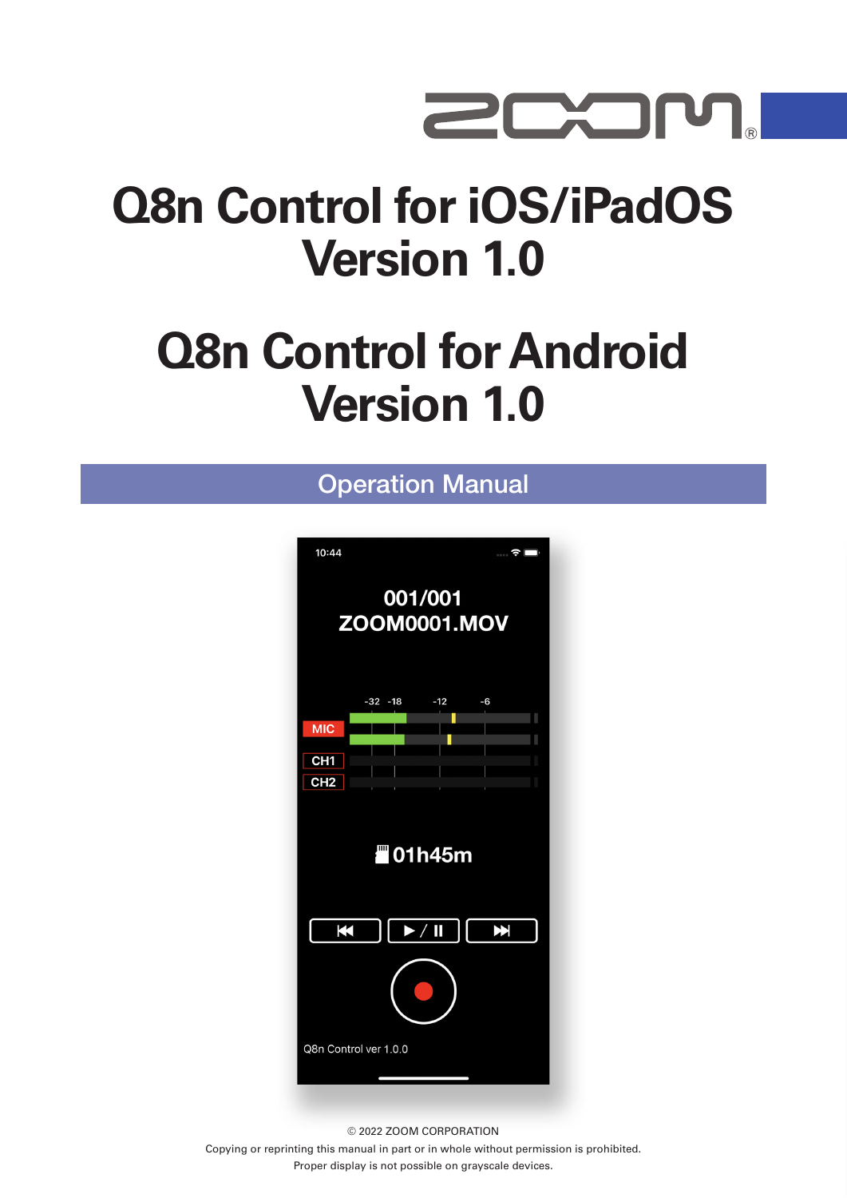# Q8n Control for iOS/iPadOS Version 1.0

# Q8n Control for Android Version 1.0

## Operation Manual

© 2022 ZOOM CORPORATION

Copying or reprinting this manual in part or in whole without permission is prohibited.

Proper display is not possible on grayscale devices.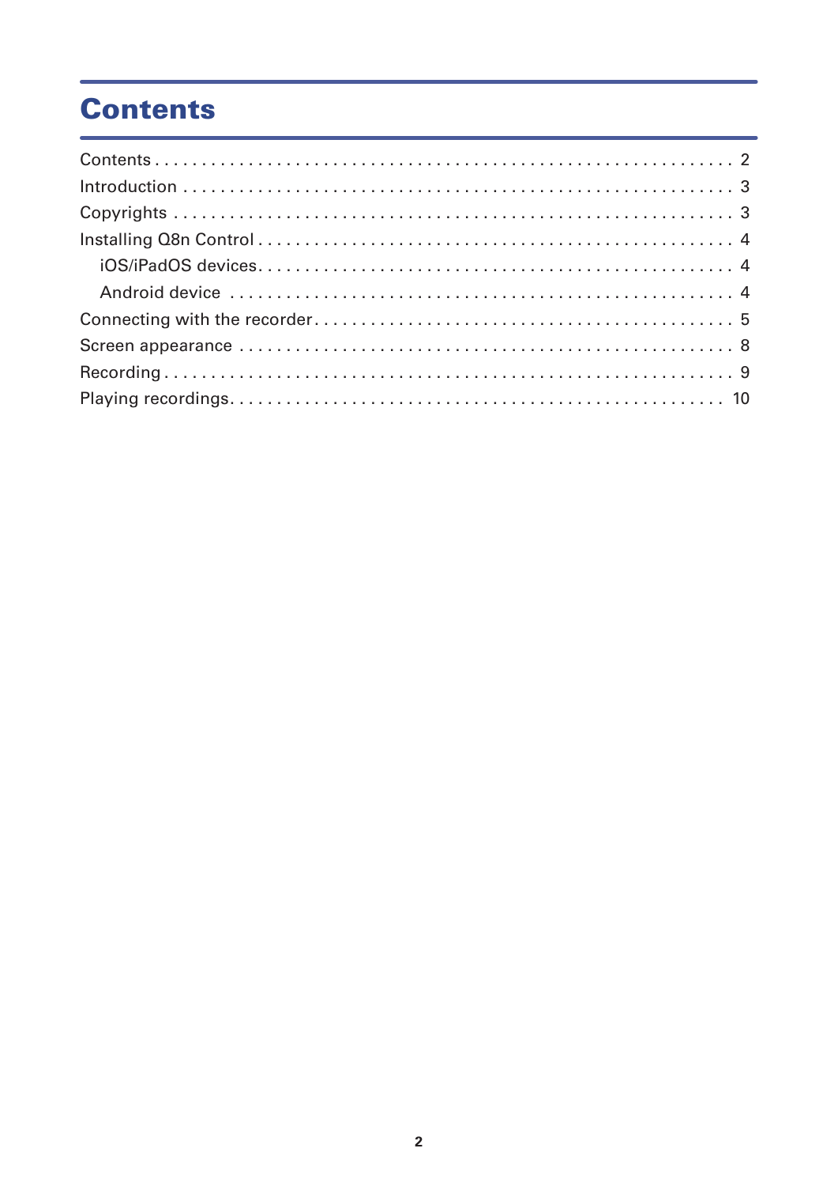# Contents

Contents . . . . . . . . . . . . . . . . . . . . . . . . . . . . . . . . . . . . . . . . . . . . . . . . . . . . . . . . . . 2
Introduction . . . . . . . . . . . . . . . . . . . . . . . . . . . . . . . . . . . . . . . . . . . . . . . . . . . . . . . . . 3
Copyrights . . . . . . . . . . . . . . . . . . . . . . . . . . . . . . . . . . . . . . . . . . . . . . . . . . . . . . . . . . 3
Installing Q8n Control . . . . . . . . . . . . . . . . . . . . . . . . . . . . . . . . . . . . . . . . . . . . . . . . . . 4
    iOS/iPadOS devices. . . . . . . . . . . . . . . . . . . . . . . . . . . . . . . . . . . . . . . . . . . . . . . . . . 4
    Android device . . . . . . . . . . . . . . . . . . . . . . . . . . . . . . . . . . . . . . . . . . . . . . . . . . . . 4
Connecting with the recorder. . . . . . . . . . . . . . . . . . . . . . . . . . . . . . . . . . . . . . . . . . . . . 5
Screen appearance . . . . . . . . . . . . . . . . . . . . . . . . . . . . . . . . . . . . . . . . . . . . . . . . . . . . 8
Recording . . . . . . . . . . . . . . . . . . . . . . . . . . . . . . . . . . . . . . . . . . . . . . . . . . . . . . . . . . 9
Playing recordings. . . . . . . . . . . . . . . . . . . . . . . . . . . . . . . . . . . . . . . . . . . . . . . . . . . . 10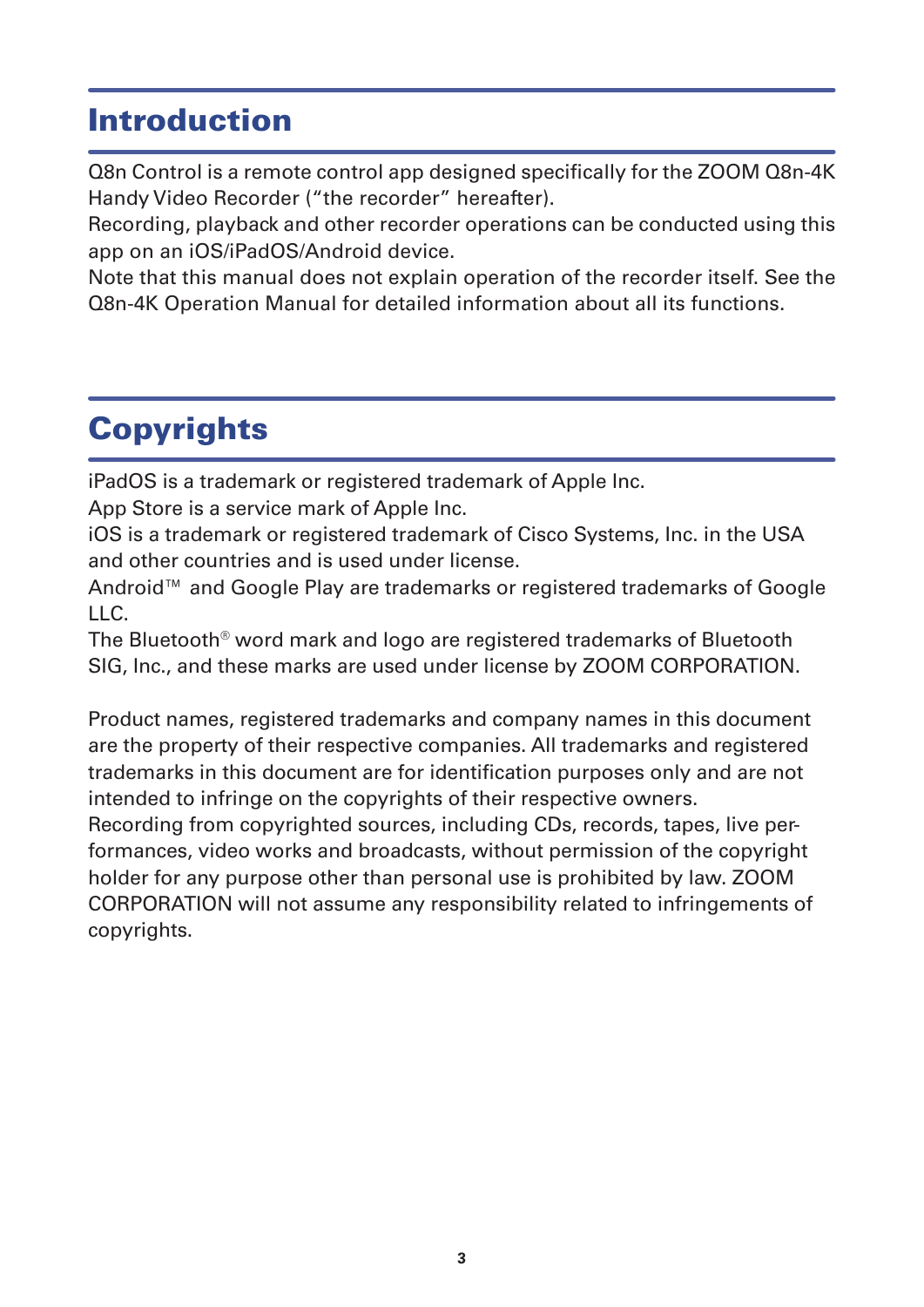# Introduction

Q8n Control is a remote control app designed specifically for the ZOOM Q8n-4K Handy Video Recorder ("the recorder" hereafter).
Recording, playback and other recorder operations can be conducted using this app on an iOS/iPadOS/Android device.
Note that this manual does not explain operation of the recorder itself. See the Q8n-4K Operation Manual for detailed information about all its functions.

# Copyrights

iPadOS is a trademark or registered trademark of Apple Inc.
App Store is a service mark of Apple Inc.
iOS is a trademark or registered trademark of Cisco Systems, Inc. in the USA and other countries and is used under license.
Android™ and Google Play are trademarks or registered trademarks of Google LLC.
The Bluetooth® word mark and logo are registered trademarks of Bluetooth SIG, Inc., and these marks are used under license by ZOOM CORPORATION.

Product names, registered trademarks and company names in this document are the property of their respective companies. All trademarks and registered trademarks in this document are for identification purposes only and are not intended to infringe on the copyrights of their respective owners.
Recording from copyrighted sources, including CDs, records, tapes, live performances, video works and broadcasts, without permission of the copyright holder for any purpose other than personal use is prohibited by law. ZOOM CORPORATION will not assume any responsibility related to infringements of copyrights.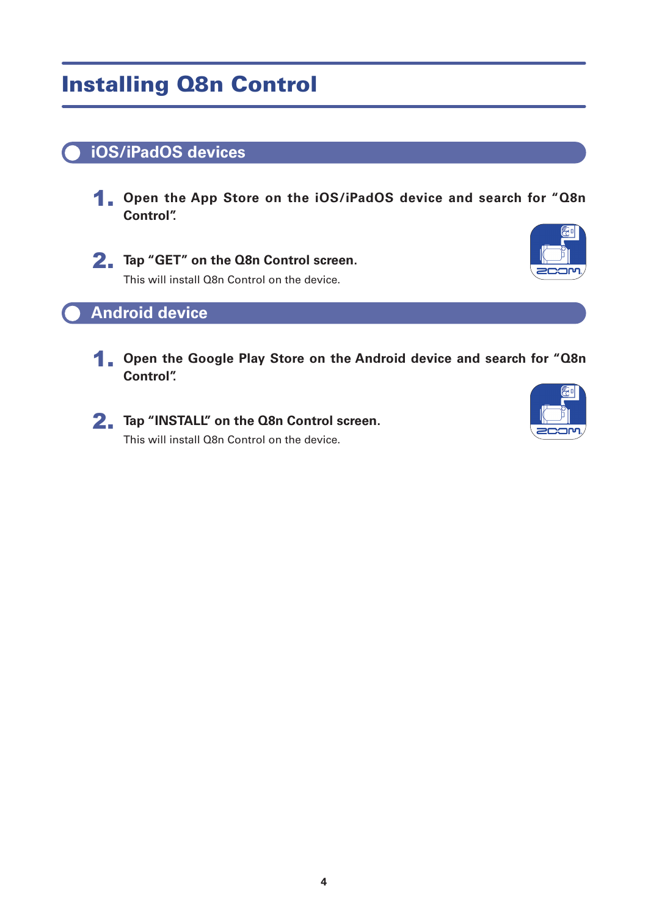# Installing Q8n Control

## iOS/iPadOS devices

1. **Open the App Store on the iOS/iPadOS device and search for "Q8n Control".**

2. **Tap "GET" on the Q8n Control screen.**

   This will install Q8n Control on the device.

## Android device

1. **Open the Google Play Store on the Android device and search for "Q8n Control".**

2. **Tap "INSTALL" on the Q8n Control screen.**

   This will install Q8n Control on the device.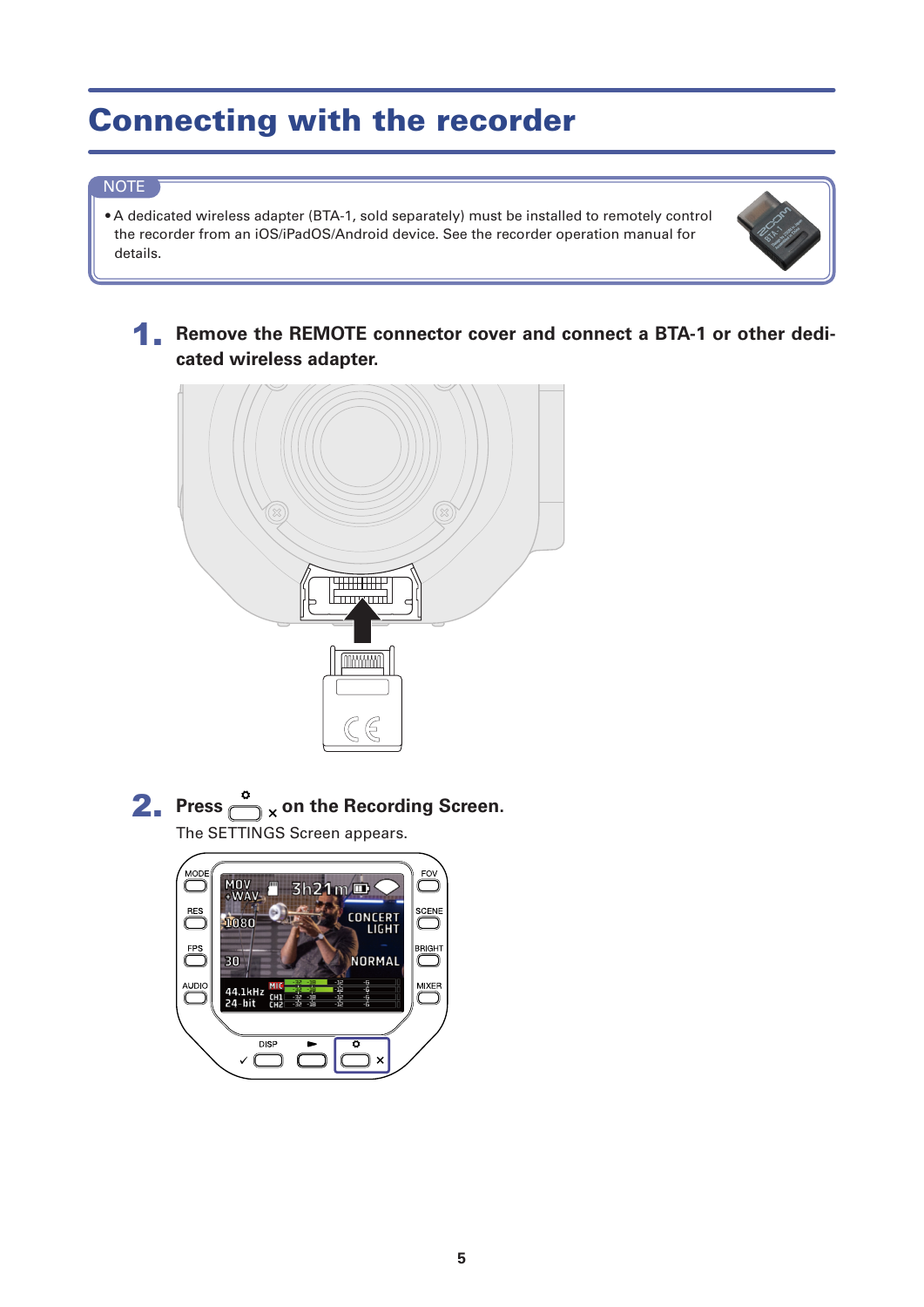# Connecting with the recorder

NOTE

- A dedicated wireless adapter (BTA-1, sold separately) must be installed to remotely control the recorder from an iOS/iPadOS/Android device. See the recorder operation manual for details.

**1.** **Remove the REMOTE connector cover and connect a BTA-1 or other dedicated wireless adapter.**

**2.** **Press ⚙ × on the Recording Screen.**

The SETTINGS Screen appears.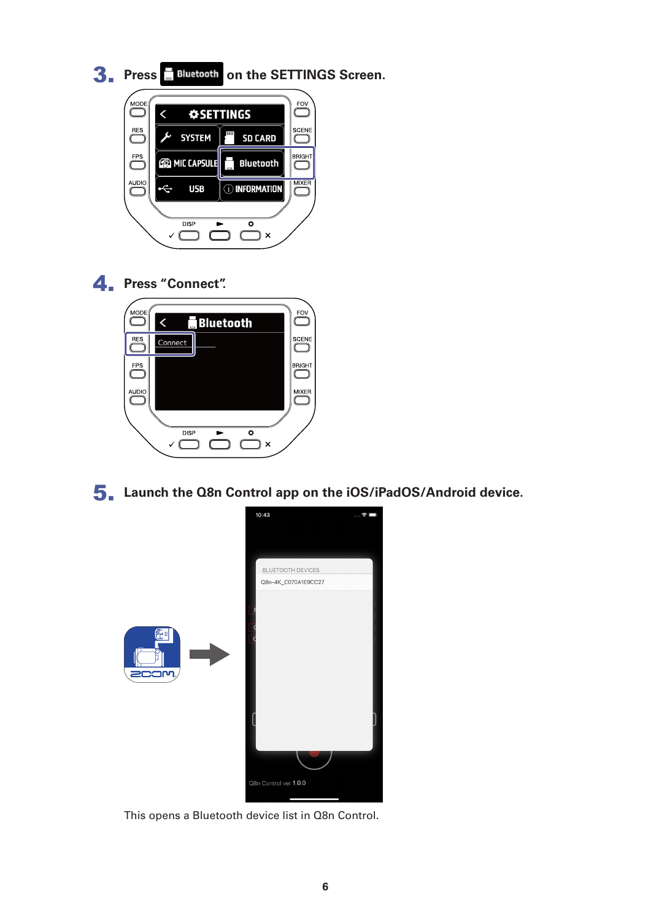3. Press **Bluetooth** on the SETTINGS Screen.

4. Press "Connect".

5. Launch the Q8n Control app on the iOS/iPadOS/Android device.

This opens a Bluetooth device list in Q8n Control.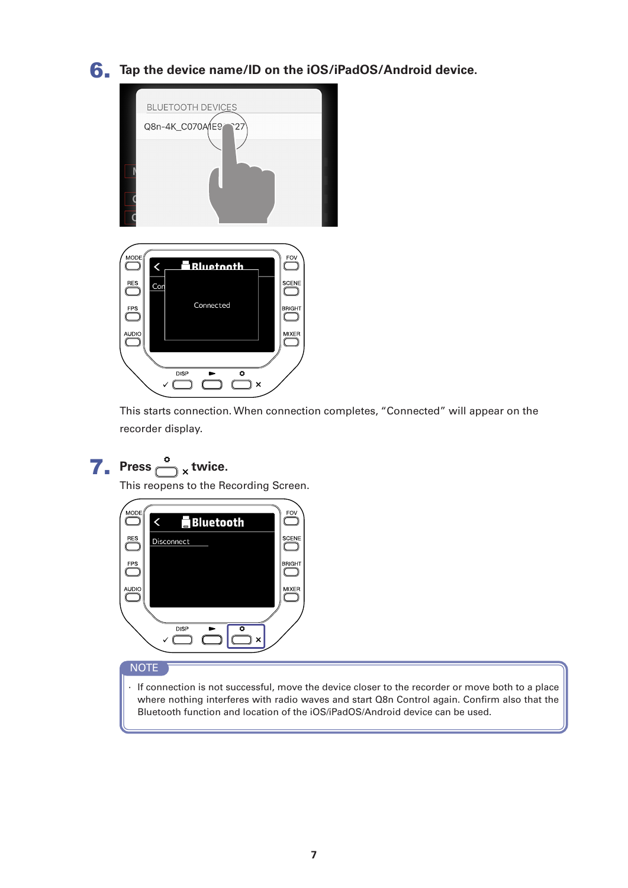## 6. Tap the device name/ID on the iOS/iPadOS/Android device.

This starts connection. When connection completes, “Connected” will appear on the recorder display.

## 7. Press ⚙ × twice.

This reopens to the Recording Screen.

**NOTE**

- If connection is not successful, move the device closer to the recorder or move both to a place where nothing interferes with radio waves and start Q8n Control again. Confirm also that the Bluetooth function and location of the iOS/iPadOS/Android device can be used.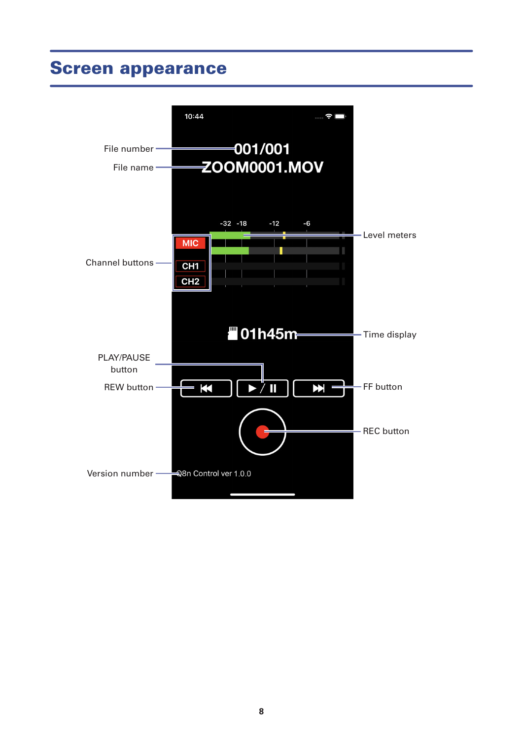# Screen appearance

File number

File name

Level meters

Channel buttons

Time display

PLAY/PAUSE button

REW button

FF button

REC button

Version number

10:44

001/001

ZOOM0001.MOV

-32 -18 -12 -6

MIC

CH1

CH2

01h45m

Q8n Control ver 1.0.0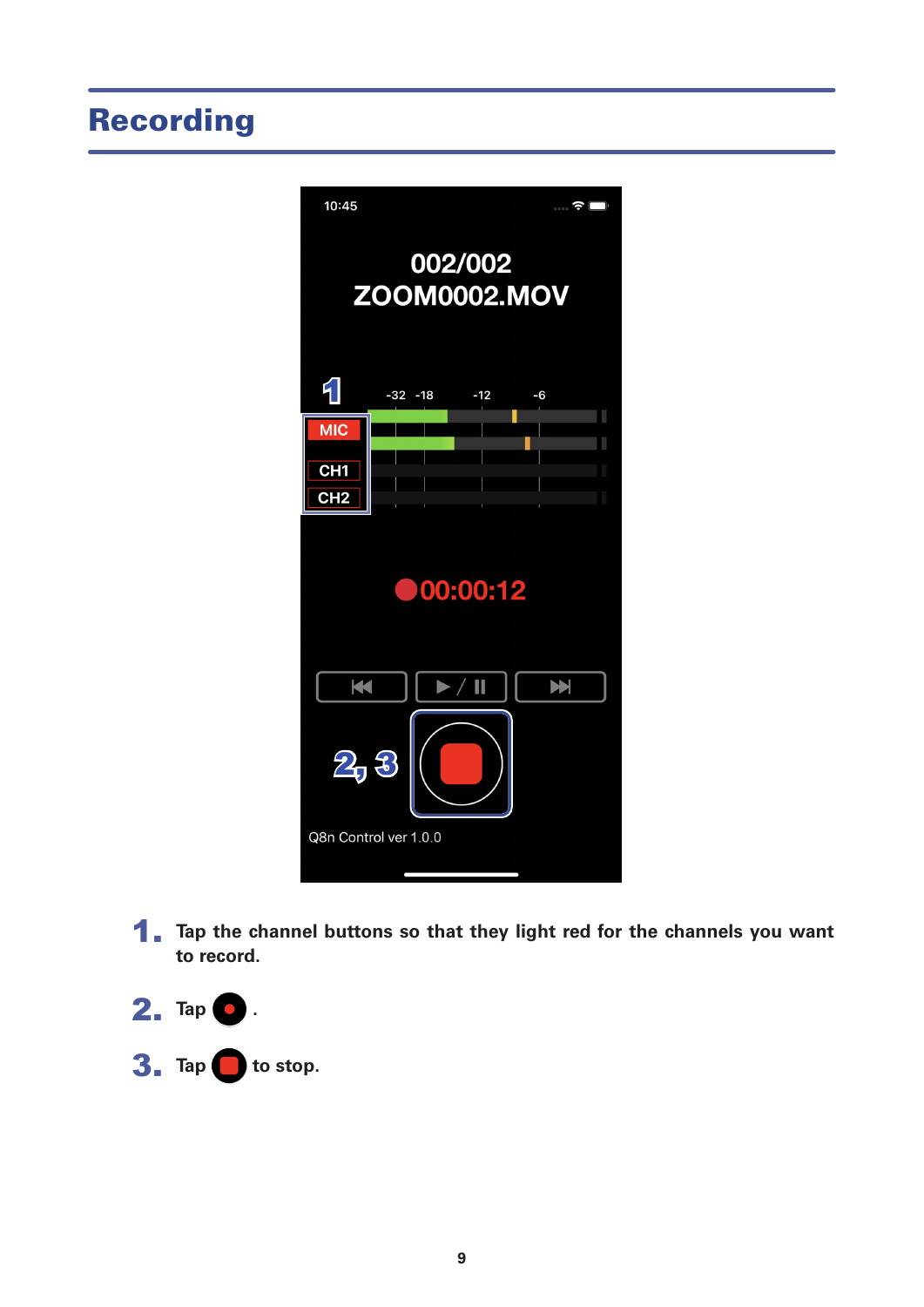# Recording

1. Tap the channel buttons so that they light red for the channels you want to record.
2. Tap ● .
3. Tap ■ to stop.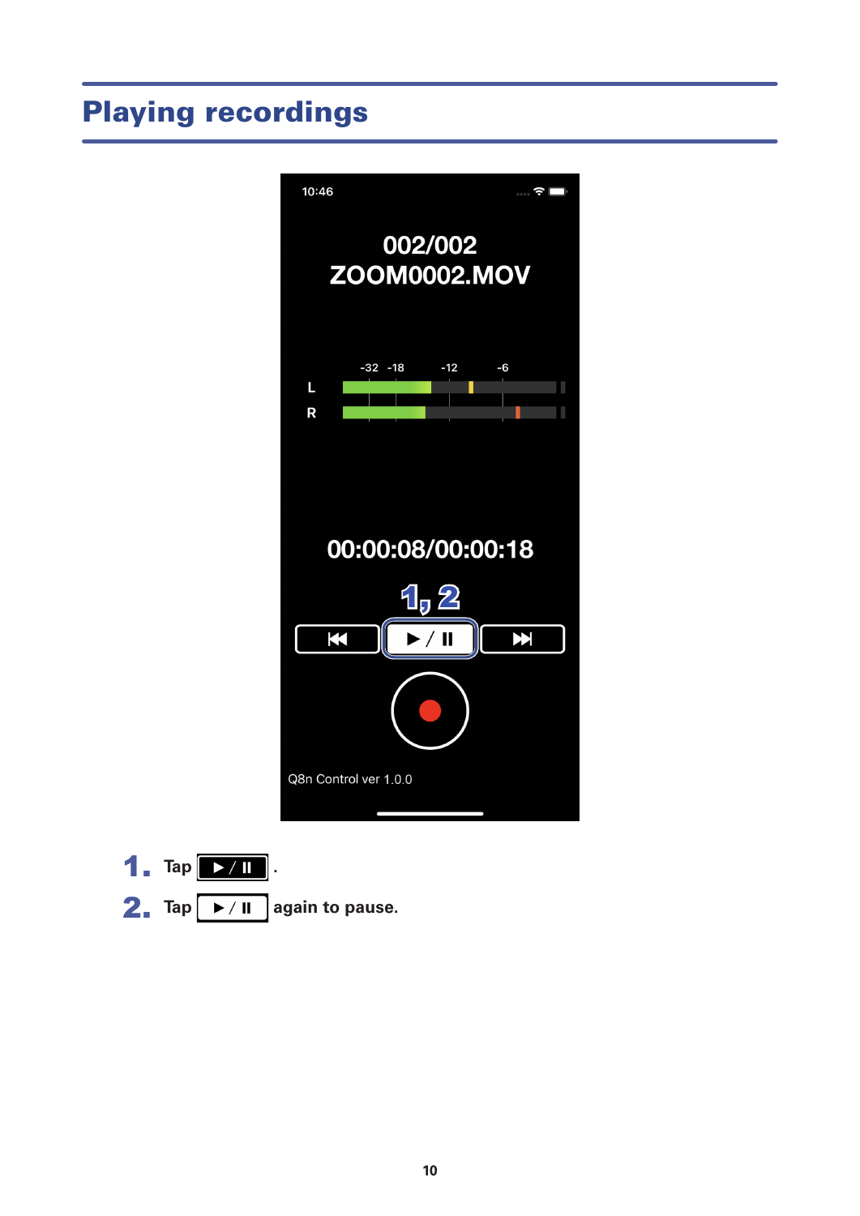# Playing recordings

1. Tap ▶ / ⏸ .
2. Tap ▶ / ⏸ again to pause.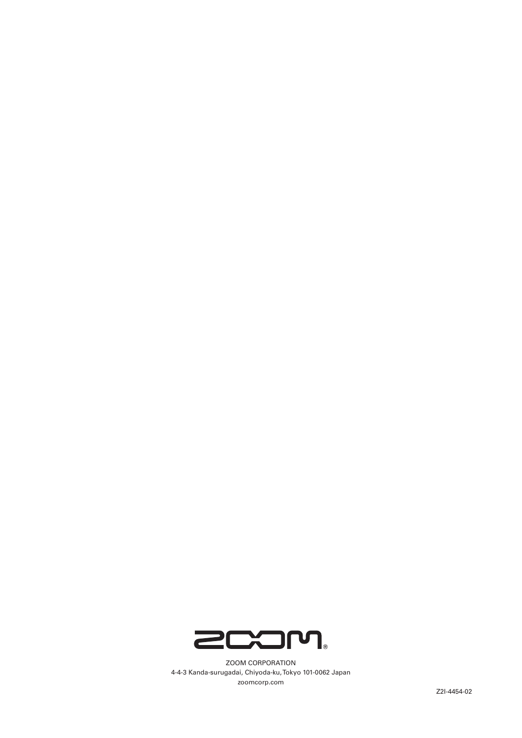ZOOM CORPORATION

4-4-3 Kanda-surugadai, Chiyoda-ku, Tokyo 101-0062 Japan

zoomcorp.com

Z2I-4454-02